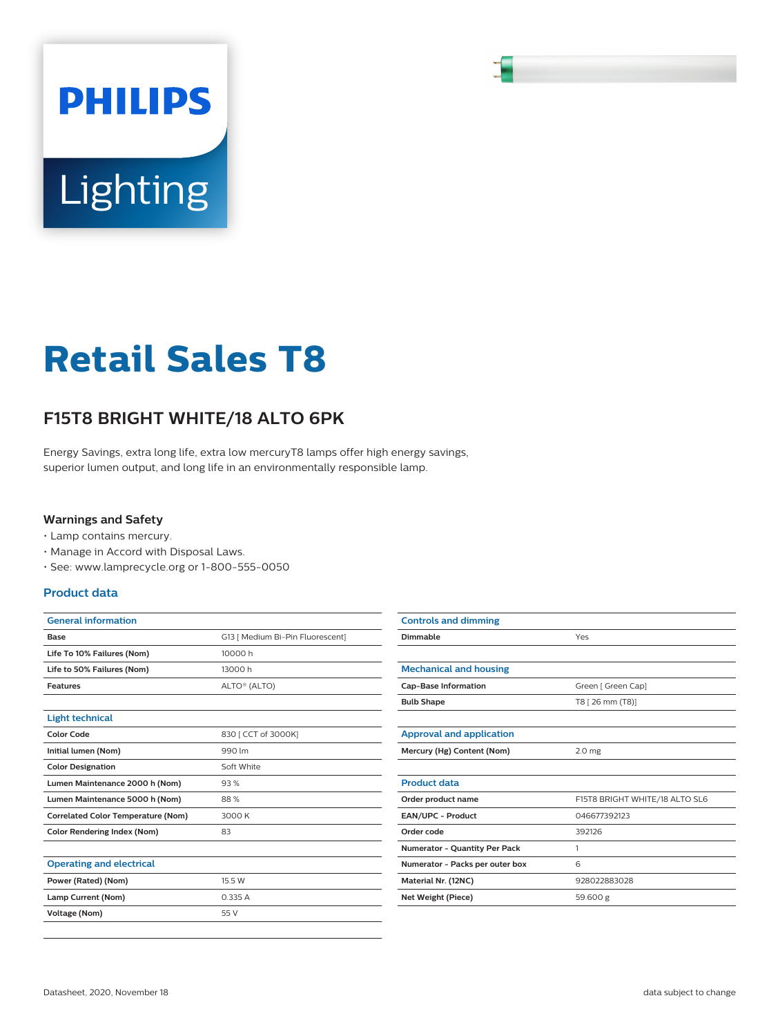# Retail Sales T8

## F15T8 BRIGHT WHITE/18 ALTO 6PK

Energy Savings, extra long life, extra low mercuryT8 lamps offer high energy savings, superior lumen output, and long life in an environmentally responsible lamp.

### Warnings and Safety

- Lamp contains mercury.
- Manage in Accord with Disposal Laws.
- See: www.lamprecycle.org or 1-800-555-0050

### Product data

| General information | |
|---|---|
| **Base** | G13 [ Medium Bi-Pin Fluorescent] |
| **Life To 10% Failures (Nom)** | 10000 h |
| **Life to 50% Failures (Nom)** | 13000 h |
| **Features** | ALTO® (ALTO) |

| Light technical | |
|---|---|
| **Color Code** | 830 [ CCT of 3000K] |
| **Initial lumen (Nom)** | 990 lm |
| **Color Designation** | Soft White |
| **Lumen Maintenance 2000 h (Nom)** | 93 % |
| **Lumen Maintenance 5000 h (Nom)** | 88 % |
| **Correlated Color Temperature (Nom)** | 3000 K |
| **Color Rendering Index (Nom)** | 83 |

| Operating and electrical | |
|---|---|
| **Power (Rated) (Nom)** | 15.5 W |
| **Lamp Current (Nom)** | 0.335 A |
| **Voltage (Nom)** | 55 V |

| Controls and dimming | |
|---|---|
| **Dimmable** | Yes |

| Mechanical and housing | |
|---|---|
| **Cap-Base Information** | Green [ Green Cap] |
| **Bulb Shape** | T8 [ 26 mm (T8)] |

| Approval and application | |
|---|---|
| **Mercury (Hg) Content (Nom)** | 2.0 mg |

| Product data | |
|---|---|
| **Order product name** | F15T8 BRIGHT WHITE/18 ALTO SL6 |
| **EAN/UPC - Product** | 046677392123 |
| **Order code** | 392126 |
| **Numerator - Quantity Per Pack** | 1 |
| **Numerator - Packs per outer box** | 6 |
| **Material Nr. (12NC)** | 928022883028 |
| **Net Weight (Piece)** | 59.600 g |

Datasheet, 2020, November 18

data subject to change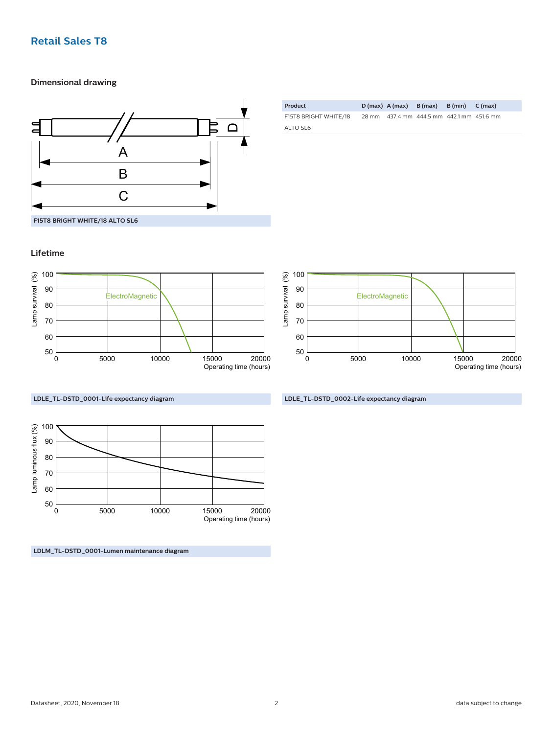# Retail Sales T8

## Dimensional drawing

| Product | D (max) | A (max) | B (max) | B (min) | C (max) |
|---|---|---|---|---|---|
| F15T8 BRIGHT WHITE/18 ALTO SL6 | 28 mm | 437.4 mm | 444.5 mm | 442.1 mm | 451.6 mm |

**F15T8 BRIGHT WHITE/18 ALTO SL6**

## Lifetime

**LDLE_TL-DSTD_0001-Life expectancy diagram**

**LDLE_TL-DSTD_0002-Life expectancy diagram**

**LDLM_TL-DSTD_0001-Lumen maintenance diagram**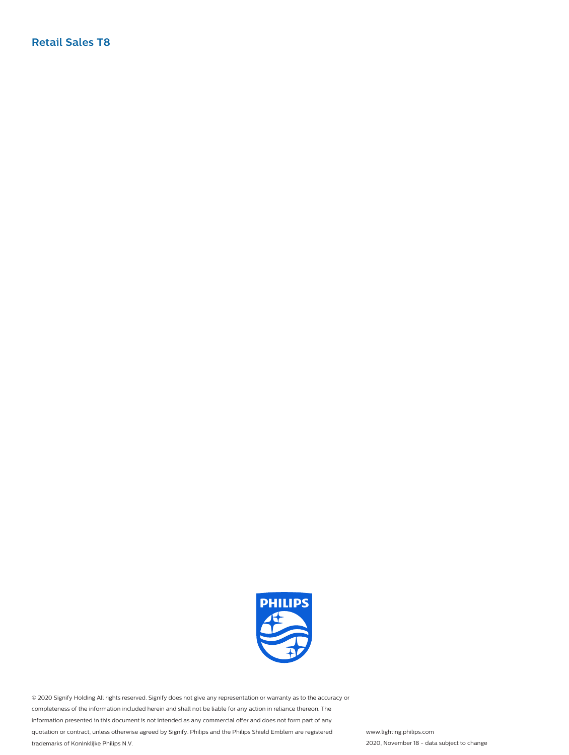© 2020 Signify Holding All rights reserved. Signify does not give any representation or warranty as to the accuracy or completeness of the information included herein and shall not be liable for any action in reliance thereon. The information presented in this document is not intended as any commercial offer and does not form part of any quotation or contract, unless otherwise agreed by Signify. Philips and the Philips Shield Emblem are registered trademarks of Koninklijke Philips N.V.

www.lighting.philips.com

2020, November 18 - data subject to change